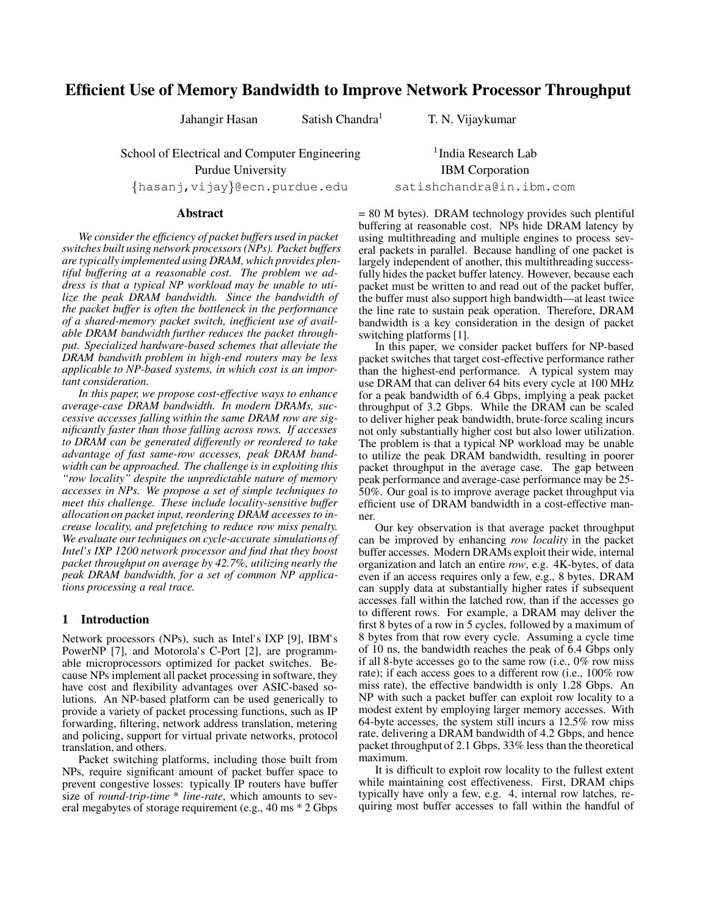# Efficient Use of Memory Bandwidth to Improve Network Processor Throughput

Jahangir Hasan  Satish Chandra[1]  T. N. Vijaykumar

School of Electrical and Computer Engineering
Purdue University
{hasanj,vijay}@ecn.purdue.edu

[1]India Research Lab
IBM Corporation
satishchandra@in.ibm.com

## Abstract

*We consider the efficiency of packet buffers used in packet switches built using network processors (NPs). Packet buffers are typically implemented using DRAM, which provides plentiful buffering at a reasonable cost. The problem we address is that a typical NP workload may be unable to utilize the peak DRAM bandwidth. Since the bandwidth of the packet buffer is often the bottleneck in the performance of a shared-memory packet switch, inefficient use of available DRAM bandwidth further reduces the packet throughput. Specialized hardware-based schemes that alleviate the DRAM bandwith problem in high-end routers may be less applicable to NP-based systems, in which cost is an important consideration.*

*In this paper, we propose cost-effective ways to enhance average-case DRAM bandwidth. In modern DRAMs, successive accesses falling within the same DRAM row are significantly faster than those falling across rows. If accesses to DRAM can be generated differently or reordered to take advantage of fast same-row accesses, peak DRAM bandwidth can be approached. The challenge is in exploiting this "row locality" despite the unpredictable nature of memory accesses in NPs. We propose a set of simple techniques to meet this challenge. These include locality-sensitive buffer allocation on packet input, reordering DRAM accesses to increase locality, and prefetching to reduce row miss penalty. We evaluate our techniques on cycle-accurate simulations of Intel's IXP 1200 network processor and find that they boost packet throughput on average by 42.7%, utilizing nearly the peak DRAM bandwidth, for a set of common NP applications processing a real trace.*

## 1 Introduction

Network processors (NPs), such as Intel's IXP [9], IBM's PowerNP [7], and Motorola's C-Port [2], are programmable microprocessors optimized for packet switches. Because NPs implement all packet processing in software, they have cost and flexibility advantages over ASIC-based solutions. An NP-based platform can be used generically to provide a variety of packet processing functions, such as IP forwarding, filtering, network address translation, metering and policing, support for virtual private networks, protocol translation, and others.

Packet switching platforms, including those built from NPs, require significant amount of packet buffer space to prevent congestive losses: typically IP routers have buffer size of *round-trip-time * line-rate*, which amounts to several megabytes of storage requirement (e.g., 40 ms * 2 Gbps = 80 M bytes). DRAM technology provides such plentiful buffering at reasonable cost. NPs hide DRAM latency by using multithreading and multiple engines to process several packets in parallel. Because handling of one packet is largely independent of another, this multithreading successfully hides the packet buffer latency. However, because each packet must be written to and read out of the packet buffer, the buffer must also support high bandwidth—at least twice the line rate to sustain peak operation. Therefore, DRAM bandwidth is a key consideration in the design of packet switching platforms [1].

In this paper, we consider packet buffers for NP-based packet switches that target cost-effective performance rather than the highest-end performance. A typical system may use DRAM that can deliver 64 bits every cycle at 100 MHz for a peak bandwidth of 6.4 Gbps, implying a peak packet throughput of 3.2 Gbps. While the DRAM can be scaled to deliver higher peak bandwidth, brute-force scaling incurs not only substantially higher cost but also lower utilization. The problem is that a typical NP workload may be unable to utilize the peak DRAM bandwidth, resulting in poorer packet throughput in the average case. The gap between peak performance and average-case performance may be 25-50%. Our goal is to improve average packet throughput via efficient use of DRAM bandwidth in a cost-effective manner.

Our key observation is that average packet throughput can be improved by enhancing *row locality* in the packet buffer accesses. Modern DRAMs exploit their wide, internal organization and latch an entire *row*, e.g. 4K-bytes, of data even if an access requires only a few, e.g., 8 bytes. DRAM can supply data at substantially higher rates if subsequent accesses fall within the latched row, than if the accesses go to different rows. For example, a DRAM may deliver the first 8 bytes of a row in 5 cycles, followed by a maximum of 8 bytes from that row every cycle. Assuming a cycle time of 10 ns, the bandwidth reaches the peak of 6.4 Gbps only if all 8-byte accesses go to the same row (i.e., 0% row miss rate); if each access goes to a different row (i.e., 100% row miss rate), the effective bandwidth is only 1.28 Gbps. An NP with such a packet buffer can exploit row locality to a modest extent by employing larger memory accesses. With 64-byte accesses, the system still incurs a 12.5% row miss rate, delivering a DRAM bandwidth of 4.2 Gbps, and hence packet throughput of 2.1 Gbps, 33% less than the theoretical maximum.

It is difficult to exploit row locality to the fullest extent while maintaining cost effectiveness. First, DRAM chips typically have only a few, e.g. 4, internal row latches, requiring most buffer accesses to fall within the handful of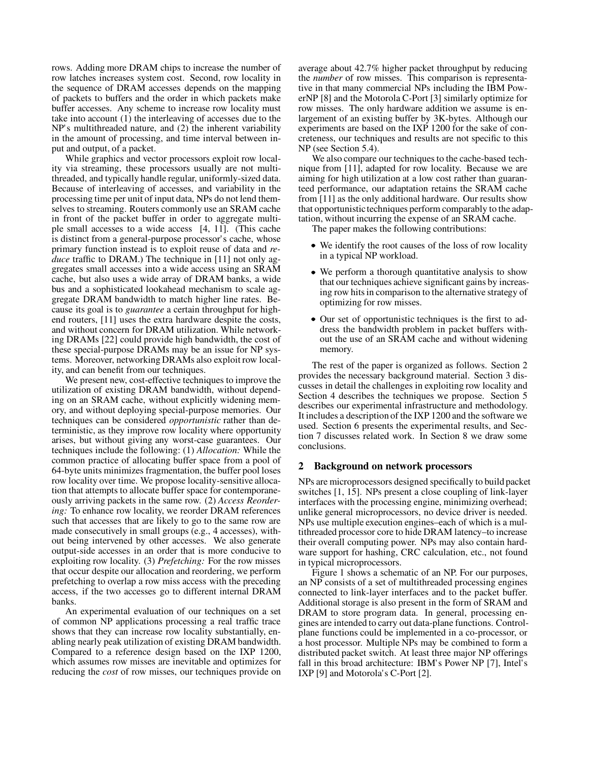rows. Adding more DRAM chips to increase the number of row latches increases system cost. Second, row locality in the sequence of DRAM accesses depends on the mapping of packets to buffers and the order in which packets make buffer accesses. Any scheme to increase row locality must take into account (1) the interleaving of accesses due to the NP's multithreaded nature, and (2) the inherent variability in the amount of processing, and time interval between input and output, of a packet.

While graphics and vector processors exploit row locality via streaming, these processors usually are not multithreaded, and typically handle regular, uniformly-sized data. Because of interleaving of accesses, and variability in the processing time per unit of input data, NPs do not lend themselves to streaming. Routers commonly use an SRAM cache in front of the packet buffer in order to aggregate multiple small accesses to a wide access [4, 11]. (This cache is distinct from a general-purpose processor's cache, whose primary function instead is to exploit reuse of data and *reduce* traffic to DRAM.) The technique in [11] not only aggregates small accesses into a wide access using an SRAM cache, but also uses a wide array of DRAM banks, a wide bus and a sophisticated lookahead mechanism to scale aggregate DRAM bandwidth to match higher line rates. Because its goal is to *guarantee* a certain throughput for high-end routers, [11] uses the extra hardware despite the costs, and without concern for DRAM utilization. While networking DRAMs [22] could provide high bandwidth, the cost of these special-purpose DRAMs may be an issue for NP systems. Moreover, networking DRAMs also exploit row locality, and can benefit from our techniques.

We present new, cost-effective techniques to improve the utilization of existing DRAM bandwidth, without depending on an SRAM cache, without explicitly widening memory, and without deploying special-purpose memories. Our techniques can be considered *opportunistic* rather than deterministic, as they improve row locality where opportunity arises, but without giving any worst-case guarantees. Our techniques include the following: (1) *Allocation:* While the common practice of allocating buffer space from a pool of 64-byte units minimizes fragmentation, the buffer pool loses row locality over time. We propose locality-sensitive allocation that attempts to allocate buffer space for contemporaneously arriving packets in the same row. (2) *Access Reordering:* To enhance row locality, we reorder DRAM references such that accesses that are likely to go to the same row are made consecutively in small groups (e.g., 4 accesses), without being intervened by other accesses. We also generate output-side accesses in an order that is more conducive to exploiting row locality. (3) *Prefetching:* For the row misses that occur despite our allocation and reordering, we perform prefetching to overlap a row miss access with the preceding access, if the two accesses go to different internal DRAM banks.

An experimental evaluation of our techniques on a set of common NP applications processing a real traffic trace shows that they can increase row locality substantially, enabling nearly peak utilization of existing DRAM bandwidth. Compared to a reference design based on the IXP 1200, which assumes row misses are inevitable and optimizes for reducing the *cost* of row misses, our techniques provide on average about 42.7% higher packet throughput by reducing the *number* of row misses. This comparison is representative in that many commercial NPs including the IBM PowerNP [8] and the Motorola C-Port [3] similarly optimize for row misses. The only hardware addition we assume is enlargement of an existing buffer by 3K-bytes. Although our experiments are based on the IXP 1200 for the sake of concreteness, our techniques and results are not specific to this NP (see Section 5.4).

We also compare our techniques to the cache-based technique from [11], adapted for row locality. Because we are aiming for high utilization at a low cost rather than guaranteed performance, our adaptation retains the SRAM cache from [11] as the only additional hardware. Our results show that opportunistic techniques perform comparably to the adaptation, without incurring the expense of an SRAM cache.

The paper makes the following contributions:

- We identify the root causes of the loss of row locality in a typical NP workload.
- We perform a thorough quantitative analysis to show that our techniques achieve significant gains by increasing row hits in comparison to the alternative strategy of optimizing for row misses.
- Our set of opportunistic techniques is the first to address the bandwidth problem in packet buffers without the use of an SRAM cache and without widening memory.

The rest of the paper is organized as follows. Section 2 provides the necessary background material. Section 3 discusses in detail the challenges in exploiting row locality and Section 4 describes the techniques we propose. Section 5 describes our experimental infrastructure and methodology. It includes a description of the IXP 1200 and the software we used. Section 6 presents the experimental results, and Section 7 discusses related work. In Section 8 we draw some conclusions.

## 2 Background on network processors

NPs are microprocessors designed specifically to build packet switches [1, 15]. NPs present a close coupling of link-layer interfaces with the processing engine, minimizing overhead; unlike general microprocessors, no device driver is needed. NPs use multiple execution engines–each of which is a multithreaded processor core to hide DRAM latency–to increase their overall computing power. NPs may also contain hardware support for hashing, CRC calculation, etc., not found in typical microprocessors.

Figure 1 shows a schematic of an NP. For our purposes, an NP consists of a set of multithreaded processing engines connected to link-layer interfaces and to the packet buffer. Additional storage is also present in the form of SRAM and DRAM to store program data. In general, processing engines are intended to carry out data-plane functions. Control-plane functions could be implemented in a co-processor, or a host processor. Multiple NPs may be combined to form a distributed packet switch. At least three major NP offerings fall in this broad architecture: IBM's Power NP [7], Intel's IXP [9] and Motorola's C-Port [2].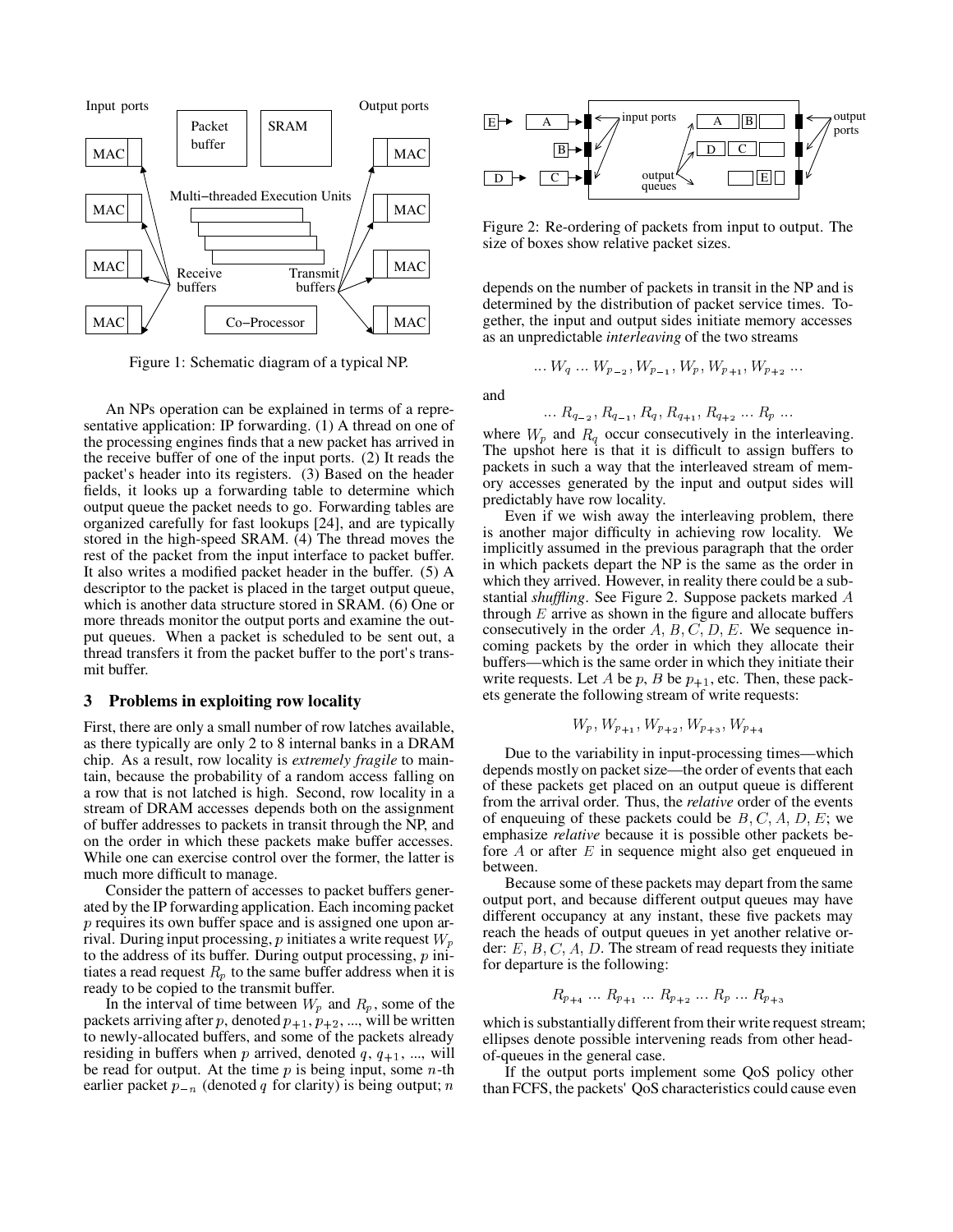Figure 1: Schematic diagram of a typical NP.

An NPs operation can be explained in terms of a representative application: IP forwarding. (1) A thread on one of the processing engines finds that a new packet has arrived in the receive buffer of one of the input ports. (2) It reads the packet's header into its registers. (3) Based on the header fields, it looks up a forwarding table to determine which output queue the packet needs to go. Forwarding tables are organized carefully for fast lookups [24], and are typically stored in the high-speed SRAM. (4) The thread moves the rest of the packet from the input interface to packet buffer. It also writes a modified packet header in the buffer. (5) A descriptor to the packet is placed in the target output queue, which is another data structure stored in SRAM. (6) One or more threads monitor the output ports and examine the output queues. When a packet is scheduled to be sent out, a thread transfers it from the packet buffer to the port's transmit buffer.

## 3 Problems in exploiting row locality

First, there are only a small number of row latches available, as there typically are only 2 to 8 internal banks in a DRAM chip. As a result, row locality is *extremely fragile* to maintain, because the probability of a random access falling on a row that is not latched is high. Second, row locality in a stream of DRAM accesses depends both on the assignment of buffer addresses to packets in transit through the NP, and on the order in which these packets make buffer accesses. While one can exercise control over the former, the latter is much more difficult to manage.

Consider the pattern of accesses to packet buffers generated by the IP forwarding application. Each incoming packet $p$ requires its own buffer space and is assigned one upon arrival. During input processing, $p$ initiates a write request $W_p$ to the address of its buffer. During output processing, $p$ initiates a read request $R_p$ to the same buffer address when it is ready to be copied to the transmit buffer.

In the interval of time between $W_p$ and $R_p$, some of the packets arriving after $p$, denoted $p_{+1}, p_{+2}$, ..., will be written to newly-allocated buffers, and some of the packets already residing in buffers when $p$ arrived, denoted $q$, $q_{+1}$, ..., will be read for output. At the time $p$ is being input, some $n$-th earlier packet $p_{-n}$ (denoted $q$ for clarity) is being output; $n$ depends on the number of packets in transit in the NP and is determined by the distribution of packet service times. Together, the input and output sides initiate memory accesses as an unpredictable *interleaving* of the two streams

$$... W_q ... W_{p_{-2}}, W_{p_{-1}}, W_p, W_{p_{+1}}, W_{p_{+2}} ...$$

and

$$... R_{q_{-2}}, R_{q_{-1}}, R_q, R_{q_{+1}}, R_{q_{+2}} ... R_p ...$$

where $W_p$ and $R_q$ occur consecutively in the interleaving. The upshot here is that it is difficult to assign buffers to packets in such a way that the interleaved stream of memory accesses generated by the input and output sides will predictably have row locality.

Figure 2: Re-ordering of packets from input to output. The size of boxes show relative packet sizes.

Even if we wish away the interleaving problem, there is another major difficulty in achieving row locality. We implicitly assumed in the previous paragraph that the order in which packets depart the NP is the same as the order in which they arrived. However, in reality there could be a substantial *shuffling*. See Figure 2. Suppose packets marked $A$ through $E$ arrive as shown in the figure and allocate buffers consecutively in the order $A$, $B$, $C$, $D$, $E$. We sequence incoming packets by the order in which they allocate their buffers—which is the same order in which they initiate their write requests. Let $A$ be $p$, $B$ be $p_{+1}$, etc. Then, these packets generate the following stream of write requests:

$$W_p, W_{p_{+1}}, W_{p_{+2}}, W_{p_{+3}}, W_{p_{+4}}$$

Due to the variability in input-processing times—which depends mostly on packet size—the order of events that each of these packets get placed on an output queue is different from the arrival order. Thus, the *relative* order of the events of enqueuing of these packets could be $B, C, A, D, E$; we emphasize *relative* because it is possible other packets before $A$ or after $E$ in sequence might also get enqueued in between.

Because some of these packets may depart from the same output port, and because different output queues may have different occupancy at any instant, these five packets may reach the heads of output queues in yet another relative order: $E$, $B$, $C$, $A$, $D$. The stream of read requests they initiate for departure is the following:

$$R_{p_{+4}} ... R_{p_{+1}} ... R_{p_{+2}} ... R_p ... R_{p_{+3}}$$

which is substantially different from their write request stream; ellipses denote possible intervening reads from other head-of-queues in the general case.

If the output ports implement some QoS policy other than FCFS, the packets' QoS characteristics could cause even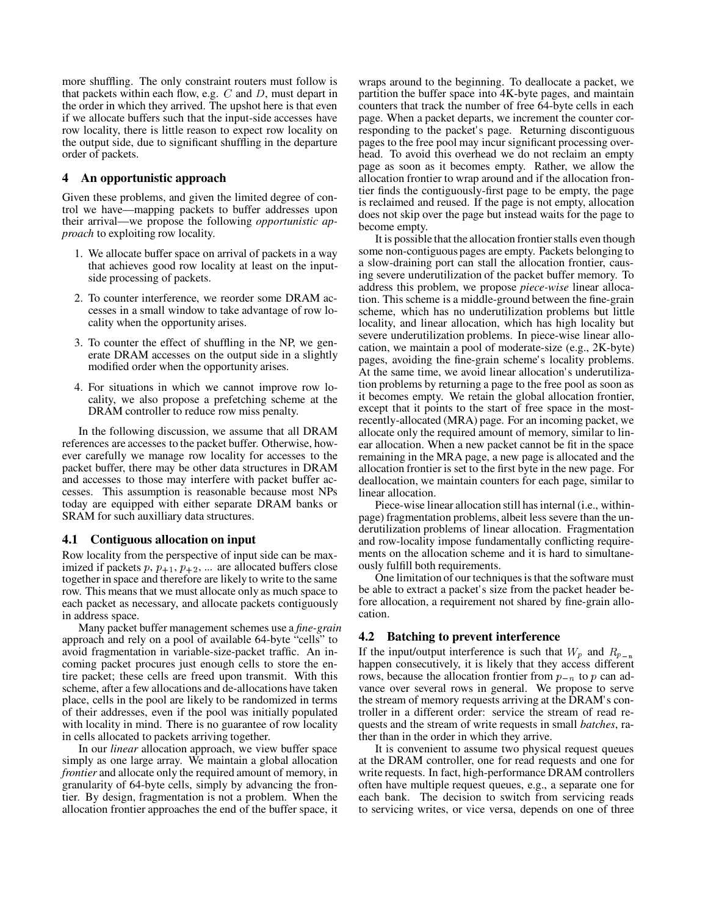more shuffling. The only constraint routers must follow is that packets within each flow, e.g. $C$ and $D$, must depart in the order in which they arrived. The upshot here is that even if we allocate buffers such that the input-side accesses have row locality, there is little reason to expect row locality on the output side, due to significant shuffling in the departure order of packets.

## 4 An opportunistic approach

Given these problems, and given the limited degree of control we have—mapping packets to buffer addresses upon their arrival—we propose the following *opportunistic approach* to exploiting row locality.

1. We allocate buffer space on arrival of packets in a way that achieves good row locality at least on the input-side processing of packets.
2. To counter interference, we reorder some DRAM accesses in a small window to take advantage of row locality when the opportunity arises.
3. To counter the effect of shuffling in the NP, we generate DRAM accesses on the output side in a slightly modified order when the opportunity arises.
4. For situations in which we cannot improve row locality, we also propose a prefetching scheme at the DRAM controller to reduce row miss penalty.

In the following discussion, we assume that all DRAM references are accesses to the packet buffer. Otherwise, however carefully we manage row locality for accesses to the packet buffer, there may be other data structures in DRAM and accesses to those may interfere with packet buffer accesses. This assumption is reasonable because most NPs today are equipped with either separate DRAM banks or SRAM for such auxilliary data structures.

### 4.1 Contiguous allocation on input

Row locality from the perspective of input side can be maximized if packets $p$, $p_{+1}$, $p_{+2}$, ... are allocated buffers close together in space and therefore are likely to write to the same row. This means that we must allocate only as much space to each packet as necessary, and allocate packets contiguously in address space.

Many packet buffer management schemes use a *fine-grain* approach and rely on a pool of available 64-byte "cells" to avoid fragmentation in variable-size-packet traffic. An incoming packet procures just enough cells to store the entire packet; these cells are freed upon transmit. With this scheme, after a few allocations and de-allocations have taken place, cells in the pool are likely to be randomized in terms of their addresses, even if the pool was initially populated with locality in mind. There is no guarantee of row locality in cells allocated to packets arriving together.

In our *linear* allocation approach, we view buffer space simply as one large array. We maintain a global allocation *frontier* and allocate only the required amount of memory, in granularity of 64-byte cells, simply by advancing the frontier. By design, fragmentation is not a problem. When the allocation frontier approaches the end of the buffer space, it wraps around to the beginning. To deallocate a packet, we partition the buffer space into 4K-byte pages, and maintain counters that track the number of free 64-byte cells in each page. When a packet departs, we increment the counter corresponding to the packet's page. Returning discontiguous pages to the free pool may incur significant processing overhead. To avoid this overhead we do not reclaim an empty page as soon as it becomes empty. Rather, we allow the allocation frontier to wrap around and if the allocation frontier finds the contiguously-first page to be empty, the page is reclaimed and reused. If the page is not empty, allocation does not skip over the page but instead waits for the page to become empty.

It is possible that the allocation frontier stalls even though some non-contiguous pages are empty. Packets belonging to a slow-draining port can stall the allocation frontier, causing severe underutilization of the packet buffer memory. To address this problem, we propose *piece-wise* linear allocation. This scheme is a middle-ground between the fine-grain scheme, which has no underutilization problems but little locality, and linear allocation, which has high locality but severe underutilization problems. In piece-wise linear allocation, we maintain a pool of moderate-size (e.g., 2K-byte) pages, avoiding the fine-grain scheme's locality problems. At the same time, we avoid linear allocation's underutilization problems by returning a page to the free pool as soon as it becomes empty. We retain the global allocation frontier, except that it points to the start of free space in the most-recently-allocated (MRA) page. For an incoming packet, we allocate only the required amount of memory, similar to linear allocation. When a new packet cannot be fit in the space remaining in the MRA page, a new page is allocated and the allocation frontier is set to the first byte in the new page. For deallocation, we maintain counters for each page, similar to linear allocation.

Piece-wise linear allocation still has internal (i.e., within-page) fragmentation problems, albeit less severe than the underutilization problems of linear allocation. Fragmentation and row-locality impose fundamentally conflicting requirements on the allocation scheme and it is hard to simultaneously fulfill both requirements.

One limitation of our techniques is that the software must be able to extract a packet's size from the packet header before allocation, a requirement not shared by fine-grain allocation.

### 4.2 Batching to prevent interference

If the input/output interference is such that $W_p$ and $R_{p_{-n}}$ happen consecutively, it is likely that they access different rows, because the allocation frontier from $p_{-n}$ to $p$ can advance over several rows in general. We propose to serve the stream of memory requests arriving at the DRAM's controller in a different order: service the stream of read requests and the stream of write requests in small *batches*, rather than in the order in which they arrive.

It is convenient to assume two physical request queues at the DRAM controller, one for read requests and one for write requests. In fact, high-performance DRAM controllers often have multiple request queues, e.g., a separate one for each bank. The decision to switch from servicing reads to servicing writes, or vice versa, depends on one of three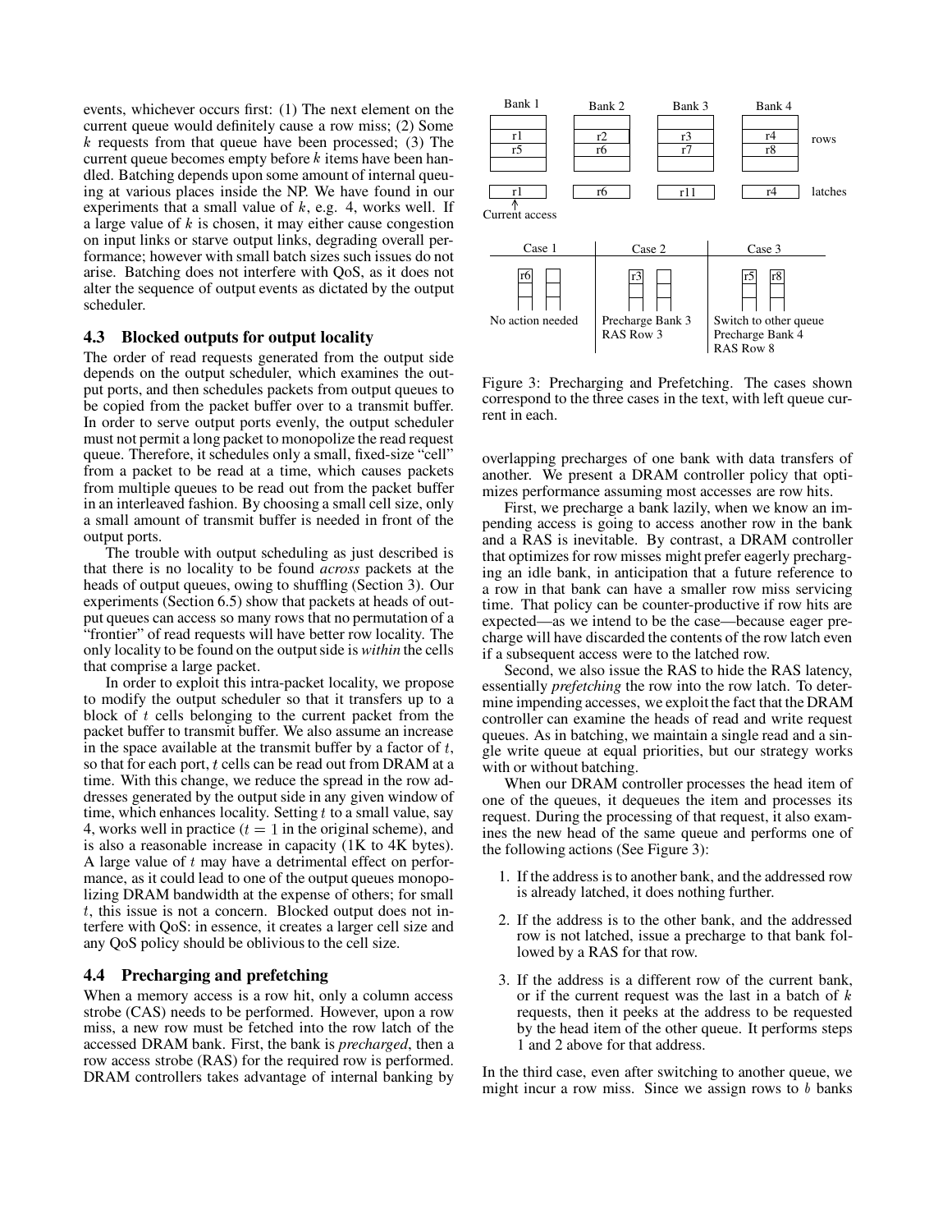events, whichever occurs first: (1) The next element on the current queue would definitely cause a row miss; (2) Some $k$ requests from that queue have been processed; (3) The current queue becomes empty before $k$ items have been handled. Batching depends upon some amount of internal queuing at various places inside the NP. We have found in our experiments that a small value of $k$, e.g. 4, works well. If a large value of $k$ is chosen, it may either cause congestion on input links or starve output links, degrading overall performance; however with small batch sizes such issues do not arise. Batching does not interfere with QoS, as it does not alter the sequence of output events as dictated by the output scheduler.

### 4.3 Blocked outputs for output locality

The order of read requests generated from the output side depends on the output scheduler, which examines the output ports, and then schedules packets from output queues to be copied from the packet buffer over to a transmit buffer. In order to serve output ports evenly, the output scheduler must not permit a long packet to monopolize the read request queue. Therefore, it schedules only a small, fixed-size "cell" from a packet to be read at a time, which causes packets from multiple queues to be read out from the packet buffer in an interleaved fashion. By choosing a small cell size, only a small amount of transmit buffer is needed in front of the output ports.

The trouble with output scheduling as just described is that there is no locality to be found *across* packets at the heads of output queues, owing to shuffling (Section 3). Our experiments (Section 6.5) show that packets at heads of output queues can access so many rows that no permutation of a "frontier" of read requests will have better row locality. The only locality to be found on the output side is *within* the cells that comprise a large packet.

In order to exploit this intra-packet locality, we propose to modify the output scheduler so that it transfers up to a block of $t$ cells belonging to the current packet from the packet buffer to transmit buffer. We also assume an increase in the space available at the transmit buffer by a factor of $t$, so that for each port, $t$ cells can be read out from DRAM at a time. With this change, we reduce the spread in the row addresses generated by the output side in any given window of time, which enhances locality. Setting $t$ to a small value, say 4, works well in practice ($t = 1$ in the original scheme), and is also a reasonable increase in capacity (1K to 4K bytes). A large value of $t$ may have a detrimental effect on performance, as it could lead to one of the output queues monopolizing DRAM bandwidth at the expense of others; for small $t$, this issue is not a concern. Blocked output does not interfere with QoS: in essence, it creates a larger cell size and any QoS policy should be oblivious to the cell size.

### 4.4 Precharging and prefetching

When a memory access is a row hit, only a column access strobe (CAS) needs to be performed. However, upon a row miss, a new row must be fetched into the row latch of the accessed DRAM bank. First, the bank is *precharged*, then a row access strobe (RAS) for the required row is performed. DRAM controllers takes advantage of internal banking by

Bank 1 Bank 2 Bank 3 Bank 4
r1 r5 r2 r6 r3 r7 r4 r8 rows
r1 r6 r11 r4 latches
Current access
Case 1 Case 2 Case 3
r6 r3 r5 r8
No action needed
Precharge Bank 3
RAS Row 3
Switch to other queue
Precharge Bank 4
RAS Row 8

Figure 3: Precharging and Prefetching. The cases shown correspond to the three cases in the text, with left queue current in each.

overlapping precharges of one bank with data transfers of another. We present a DRAM controller policy that optimizes performance assuming most accesses are row hits.

First, we precharge a bank lazily, when we know an impending access is going to access another row in the bank and a RAS is inevitable. By contrast, a DRAM controller that optimizes for row misses might prefer eagerly precharging an idle bank, in anticipation that a future reference to a row in that bank can have a smaller row miss servicing time. That policy can be counter-productive if row hits are expected—as we intend to be the case—because eager precharge will have discarded the contents of the row latch even if a subsequent access were to the latched row.

Second, we also issue the RAS to hide the RAS latency, essentially *prefetching* the row into the row latch. To determine impending accesses, we exploit the fact that the DRAM controller can examine the heads of read and write request queues. As in batching, we maintain a single read and a single write queue at equal priorities, but our strategy works with or without batching.

When our DRAM controller processes the head item of one of the queues, it dequeues the item and processes its request. During the processing of that request, it also examines the new head of the same queue and performs one of the following actions (See Figure 3):

1. If the address is to another bank, and the addressed row is already latched, it does nothing further.
2. If the address is to the other bank, and the addressed row is not latched, issue a precharge to that bank followed by a RAS for that row.
3. If the address is a different row of the current bank, or if the current request was the last in a batch of $k$ requests, then it peeks at the address to be requested by the head item of the other queue. It performs steps 1 and 2 above for that address.

In the third case, even after switching to another queue, we might incur a row miss. Since we assign rows to $b$ banks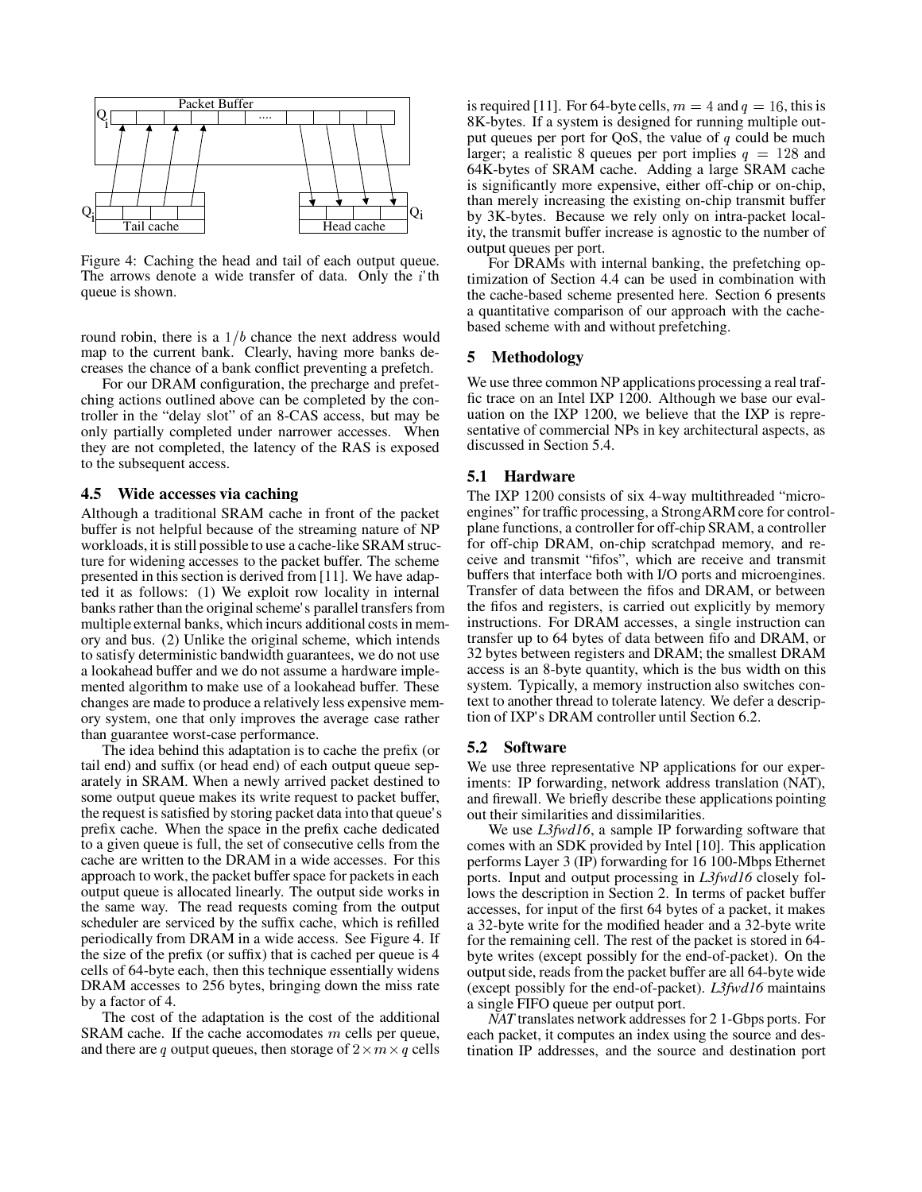Packet Buffer

$Q_i$

....

$Q_i$

Tail cache

Head cache

$Q_i$

Figure 4: Caching the head and tail of each output queue. The arrows denote a wide transfer of data. Only the $i$'th queue is shown.

round robin, there is a $1/b$ chance the next address would map to the current bank. Clearly, having more banks decreases the chance of a bank conflict preventing a prefetch.

For our DRAM configuration, the precharge and prefetching actions outlined above can be completed by the controller in the "delay slot" of an 8-CAS access, but may be only partially completed under narrower accesses. When they are not completed, the latency of the RAS is exposed to the subsequent access.

### 4.5 Wide accesses via caching

Although a traditional SRAM cache in front of the packet buffer is not helpful because of the streaming nature of NP workloads, it is still possible to use a cache-like SRAM structure for widening accesses to the packet buffer. The scheme presented in this section is derived from [11]. We have adapted it as follows: (1) We exploit row locality in internal banks rather than the original scheme's parallel transfers from multiple external banks, which incurs additional costs in memory and bus. (2) Unlike the original scheme, which intends to satisfy deterministic bandwidth guarantees, we do not use a lookahead buffer and we do not assume a hardware implemented algorithm to make use of a lookahead buffer. These changes are made to produce a relatively less expensive memory system, one that only improves the average case rather than guarantee worst-case performance.

The idea behind this adaptation is to cache the prefix (or tail end) and suffix (or head end) of each output queue separately in SRAM. When a newly arrived packet destined to some output queue makes its write request to packet buffer, the request is satisfied by storing packet data into that queue's prefix cache. When the space in the prefix cache dedicated to a given queue is full, the set of consecutive cells from the cache are written to the DRAM in a wide accesses. For this approach to work, the packet buffer space for packets in each output queue is allocated linearly. The output side works in the same way. The read requests coming from the output scheduler are serviced by the suffix cache, which is refilled periodically from DRAM in a wide access. See Figure 4. If the size of the prefix (or suffix) that is cached per queue is 4 cells of 64-byte each, then this technique essentially widens DRAM accesses to 256 bytes, bringing down the miss rate by a factor of 4.

The cost of the adaptation is the cost of the additional SRAM cache. If the cache accomodates $m$ cells per queue, and there are $q$ output queues, then storage of $2 \times m \times q$ cells is required [11]. For 64-byte cells, $m = 4$ and $q = 16$, this is 8K-bytes. If a system is designed for running multiple output queues per port for QoS, the value of $q$ could be much larger; a realistic 8 queues per port implies $q = 128$ and 64K-bytes of SRAM cache. Adding a large SRAM cache is significantly more expensive, either off-chip or on-chip, than merely increasing the existing on-chip transmit buffer by 3K-bytes. Because we rely only on intra-packet locality, the transmit buffer increase is agnostic to the number of output queues per port.

For DRAMs with internal banking, the prefetching optimization of Section 4.4 can be used in combination with the cache-based scheme presented here. Section 6 presents a quantitative comparison of our approach with the cache-based scheme with and without prefetching.

## 5 Methodology

We use three common NP applications processing a real traffic trace on an Intel IXP 1200. Although we base our evaluation on the IXP 1200, we believe that the IXP is representative of commercial NPs in key architectural aspects, as discussed in Section 5.4.

### 5.1 Hardware

The IXP 1200 consists of six 4-way multithreaded "microengines" for traffic processing, a StrongARM core for control-plane functions, a controller for off-chip SRAM, a controller for off-chip DRAM, on-chip scratchpad memory, and receive and transmit "fifos", which are receive and transmit buffers that interface both with I/O ports and microengines. Transfer of data between the fifos and DRAM, or between the fifos and registers, is carried out explicitly by memory instructions. For DRAM accesses, a single instruction can transfer up to 64 bytes of data between fifo and DRAM, or 32 bytes between registers and DRAM; the smallest DRAM access is an 8-byte quantity, which is the bus width on this system. Typically, a memory instruction also switches context to another thread to tolerate latency. We defer a description of IXP's DRAM controller until Section 6.2.

### 5.2 Software

We use three representative NP applications for our experiments: IP forwarding, network address translation (NAT), and firewall. We briefly describe these applications pointing out their similarities and dissimilarities.

We use *L3fwd16*, a sample IP forwarding software that comes with an SDK provided by Intel [10]. This application performs Layer 3 (IP) forwarding for 16 100-Mbps Ethernet ports. Input and output processing in *L3fwd16* closely follows the description in Section 2. In terms of packet buffer accesses, for input of the first 64 bytes of a packet, it makes a 32-byte write for the modified header and a 32-byte write for the remaining cell. The rest of the packet is stored in 64-byte writes (except possibly for the end-of-packet). On the output side, reads from the packet buffer are all 64-byte wide (except possibly for the end-of-packet). *L3fwd16* maintains a single FIFO queue per output port.

*NAT* translates network addresses for 2 1-Gbps ports. For each packet, it computes an index using the source and destination IP addresses, and the source and destination port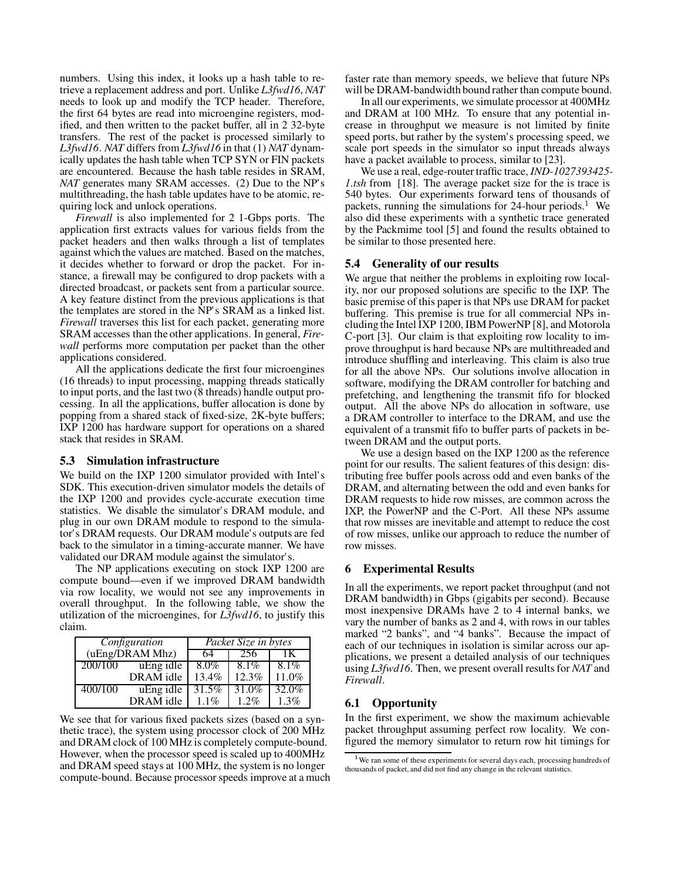numbers. Using this index, it looks up a hash table to retrieve a replacement address and port. Unlike *L3fwd16*, *NAT* needs to look up and modify the TCP header. Therefore, the first 64 bytes are read into microengine registers, modified, and then written to the packet buffer, all in 2 32-byte transfers. The rest of the packet is processed similarly to *L3fwd16*. *NAT* differs from *L3fwd16* in that (1) *NAT* dynamically updates the hash table when TCP SYN or FIN packets are encountered. Because the hash table resides in SRAM, *NAT* generates many SRAM accesses. (2) Due to the NP's multithreading, the hash table updates have to be atomic, requiring lock and unlock operations.

*Firewall* is also implemented for 2 1-Gbps ports. The application first extracts values for various fields from the packet headers and then walks through a list of templates against which the values are matched. Based on the matches, it decides whether to forward or drop the packet. For instance, a firewall may be configured to drop packets with a directed broadcast, or packets sent from a particular source. A key feature distinct from the previous applications is that the templates are stored in the NP's SRAM as a linked list. *Firewall* traverses this list for each packet, generating more SRAM accesses than the other applications. In general, *Firewall* performs more computation per packet than the other applications considered.

All the applications dedicate the first four microengines (16 threads) to input processing, mapping threads statically to input ports, and the last two (8 threads) handle output processing. In all the applications, buffer allocation is done by popping from a shared stack of fixed-size, 2K-byte buffers; IXP 1200 has hardware support for operations on a shared stack that resides in SRAM.

### 5.3 Simulation infrastructure

We build on the IXP 1200 simulator provided with Intel's SDK. This execution-driven simulator models the details of the IXP 1200 and provides cycle-accurate execution time statistics. We disable the simulator's DRAM module, and plug in our own DRAM module to respond to the simulator's DRAM requests. Our DRAM module's outputs are fed back to the simulator in a timing-accurate manner. We have validated our DRAM module against the simulator's.

The NP applications executing on stock IXP 1200 are compute bound—even if we improved DRAM bandwidth via row locality, we would not see any improvements in overall throughput. In the following table, we show the utilization of the microengines, for *L3fwd16*, to justify this claim.

| *Configuration* (uEng/DRAM Mhz) | | *Packet Size in bytes* | | |
|---|---|---|---|---|
| | | 64 | 256 | 1K |
| 200/100 | uEng idle | 8.0% | 8.1% | 8.1% |
| | DRAM idle | 13.4% | 12.3% | 11.0% |
| 400/100 | uEng idle | 31.5% | 31.0% | 32.0% |
| | DRAM idle | 1.1% | 1.2% | 1.3% |

We see that for various fixed packets sizes (based on a synthetic trace), the system using processor clock of 200 MHz and DRAM clock of 100 MHz is completely compute-bound. However, when the processor speed is scaled up to 400MHz and DRAM speed stays at 100 MHz, the system is no longer compute-bound. Because processor speeds improve at a much faster rate than memory speeds, we believe that future NPs will be DRAM-bandwidth bound rather than compute bound.

In all our experiments, we simulate processor at 400MHz and DRAM at 100 MHz. To ensure that any potential increase in throughput we measure is not limited by finite speed ports, but rather by the system's processing speed, we scale port speeds in the simulator so input threads always have a packet available to process, similar to [23].

We use a real, edge-router traffic trace, *IND-1027393425-1.tsh* from [18]. The average packet size for the is trace is 540 bytes. Our experiments forward tens of thousands of packets, running the simulations for 24-hour periods.[1] We also did these experiments with a synthetic trace generated by the Packmime tool [5] and found the results obtained to be similar to those presented here.

### 5.4 Generality of our results

We argue that neither the problems in exploiting row locality, nor our proposed solutions are specific to the IXP. The basic premise of this paper is that NPs use DRAM for packet buffering. This premise is true for all commercial NPs including the Intel IXP 1200, IBM PowerNP [8], and Motorola C-port [3]. Our claim is that exploiting row locality to improve throughput is hard because NPs are multithreaded and introduce shuffling and interleaving. This claim is also true for all the above NPs. Our solutions involve allocation in software, modifying the DRAM controller for batching and prefetching, and lengthening the transmit fifo for blocked output. All the above NPs do allocation in software, use a DRAM controller to interface to the DRAM, and use the equivalent of a transmit fifo to buffer parts of packets in between DRAM and the output ports.

We use a design based on the IXP 1200 as the reference point for our results. The salient features of this design: distributing free buffer pools across odd and even banks of the DRAM, and alternating between the odd and even banks for DRAM requests to hide row misses, are common across the IXP, the PowerNP and the C-Port. All these NPs assume that row misses are inevitable and attempt to reduce the cost of row misses, unlike our approach to reduce the number of row misses.

## 6 Experimental Results

In all the experiments, we report packet throughput (and not DRAM bandwidth) in Gbps (gigabits per second). Because most inexpensive DRAMs have 2 to 4 internal banks, we vary the number of banks as 2 and 4, with rows in our tables marked "2 banks", and "4 banks". Because the impact of each of our techniques in isolation is similar across our applications, we present a detailed analysis of our techniques using *L3fwd16*. Then, we present overall results for *NAT* and *Firewall*.

### 6.1 Opportunity

In the first experiment, we show the maximum achievable packet throughput assuming perfect row locality. We configured the memory simulator to return row hit timings for

[1] We ran some of these experiments for several days each, processing hundreds of thousands of packet, and did not find any change in the relevant statistics.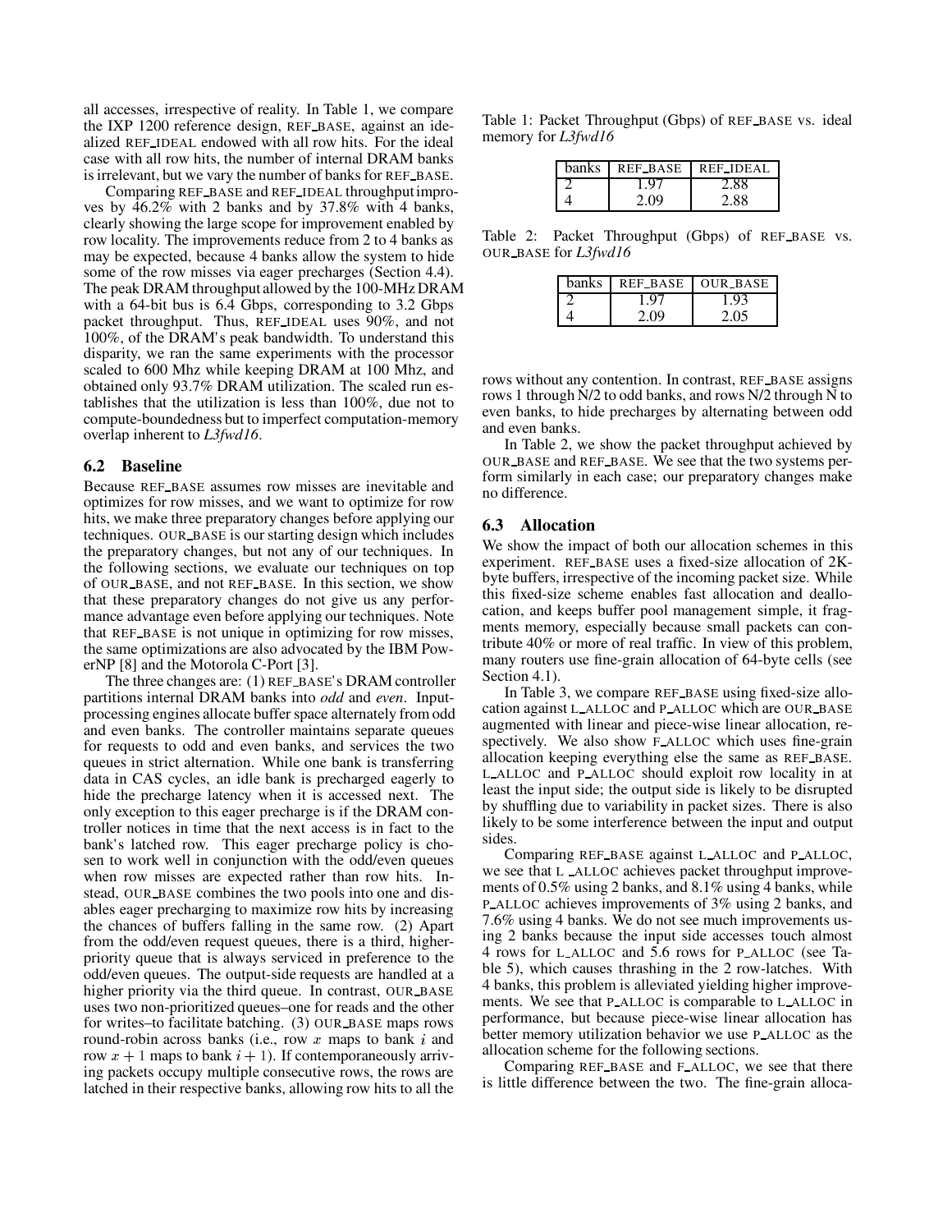all accesses, irrespective of reality. In Table 1, we compare the IXP 1200 reference design, REF_BASE, against an idealized REF_IDEAL endowed with all row hits. For the ideal case with all row hits, the number of internal DRAM banks is irrelevant, but we vary the number of banks for REF_BASE.

Comparing REF_BASE and REF_IDEAL throughput improves by 46.2% with 2 banks and by 37.8% with 4 banks, clearly showing the large scope for improvement enabled by row locality. The improvements reduce from 2 to 4 banks as may be expected, because 4 banks allow the system to hide some of the row misses via eager precharges (Section 4.4). The peak DRAM throughput allowed by the 100-MHz DRAM with a 64-bit bus is 6.4 Gbps, corresponding to 3.2 Gbps packet throughput. Thus, REF_IDEAL uses 90%, and not 100%, of the DRAM's peak bandwidth. To understand this disparity, we ran the same experiments with the processor scaled to 600 Mhz while keeping DRAM at 100 Mhz, and obtained only 93.7% DRAM utilization. The scaled run establishes that the utilization is less than 100%, due not to compute-boundedness but to imperfect computation-memory overlap inherent to *L3fwd16*.

### 6.2 Baseline

Because REF_BASE assumes row misses are inevitable and optimizes for row misses, and we want to optimize for row hits, we make three preparatory changes before applying our techniques. OUR_BASE is our starting design which includes the preparatory changes, but not any of our techniques. In the following sections, we evaluate our techniques on top of OUR_BASE, and not REF_BASE. In this section, we show that these preparatory changes do not give us any performance advantage even before applying our techniques. Note that REF_BASE is not unique in optimizing for row misses, the same optimizations are also advocated by the IBM PowerNP [8] and the Motorola C-Port [3].

The three changes are: (1) REF_BASE's DRAM controller partitions internal DRAM banks into *odd* and *even*. Input-processing engines allocate buffer space alternately from odd and even banks. The controller maintains separate queues for requests to odd and even banks, and services the two queues in strict alternation. While one bank is transferring data in CAS cycles, an idle bank is precharged eagerly to hide the precharge latency when it is accessed next. The only exception to this eager precharge is if the DRAM controller notices in time that the next access is in fact to the bank's latched row. This eager precharge policy is chosen to work well in conjunction with the odd/even queues when row misses are expected rather than row hits. Instead, OUR_BASE combines the two pools into one and disables eager precharging to maximize row hits by increasing the chances of buffers falling in the same row. (2) Apart from the odd/even request queues, there is a third, higher-priority queue that is always serviced in preference to the odd/even queues. The output-side requests are handled at a higher priority via the third queue. In contrast, OUR_BASE uses two non-prioritized queues–one for reads and the other for writes–to facilitate batching. (3) OUR_BASE maps rows round-robin across banks (i.e., row $x$ maps to bank $i$ and row $x+1$ maps to bank $i+1$). If contemporaneously arriving packets occupy multiple consecutive rows, the rows are latched in their respective banks, allowing row hits to all the rows without any contention. In contrast, REF_BASE assigns rows 1 through N/2 to odd banks, and rows N/2 through N to even banks, to hide precharges by alternating between odd and even banks.

Table 1: Packet Throughput (Gbps) of REF_BASE vs. ideal memory for *L3fwd16*

| banks | REF_BASE | REF_IDEAL |
|---|---|---|
| 2 | 1.97 | 2.88 |
| 4 | 2.09 | 2.88 |

Table 2: Packet Throughput (Gbps) of REF_BASE vs. OUR_BASE for *L3fwd16*

| banks | REF_BASE | OUR_BASE |
|---|---|---|
| 2 | 1.97 | 1.93 |
| 4 | 2.09 | 2.05 |

In Table 2, we show the packet throughput achieved by OUR_BASE and REF_BASE. We see that the two systems perform similarly in each case; our preparatory changes make no difference.

### 6.3 Allocation

We show the impact of both our allocation schemes in this experiment. REF_BASE uses a fixed-size allocation of 2K-byte buffers, irrespective of the incoming packet size. While this fixed-size scheme enables fast allocation and deallocation, and keeps buffer pool management simple, it fragments memory, especially because small packets can contribute 40% or more of real traffic. In view of this problem, many routers use fine-grain allocation of 64-byte cells (see Section 4.1).

In Table 3, we compare REF_BASE using fixed-size allocation against L_ALLOC and P_ALLOC which are OUR_BASE augmented with linear and piece-wise linear allocation, respectively. We also show F_ALLOC which uses fine-grain allocation keeping everything else the same as REF_BASE. L_ALLOC and P_ALLOC should exploit row locality in at least the input side; the output side is likely to be disrupted by shuffling due to variability in packet sizes. There is also likely to be some interference between the input and output sides.

Comparing REF_BASE against L_ALLOC and P_ALLOC, we see that L_ALLOC achieves packet throughput improvements of 0.5% using 2 banks, and 8.1% using 4 banks, while P_ALLOC achieves improvements of 3% using 2 banks, and 7.6% using 4 banks. We do not see much improvements using 2 banks because the input side accesses touch almost 4 rows for L_ALLOC and 5.6 rows for P_ALLOC (see Table 5), which causes thrashing in the 2 row-latches. With 4 banks, this problem is alleviated yielding higher improvements. We see that P_ALLOC is comparable to L_ALLOC in performance, but because piece-wise linear allocation has better memory utilization behavior we use P_ALLOC as the allocation scheme for the following sections.

Comparing REF_BASE and F_ALLOC, we see that there is little difference between the two. The fine-grain alloca-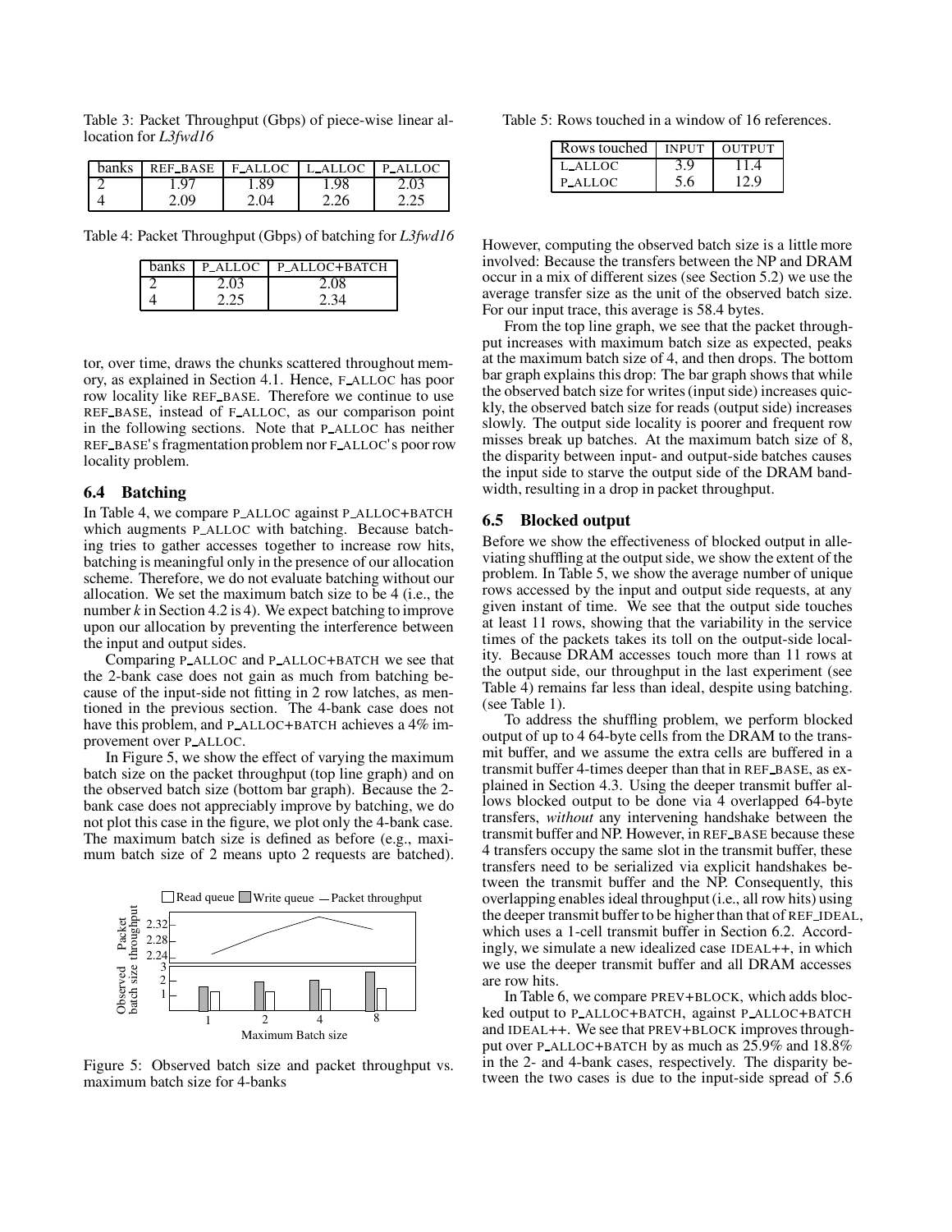Table 3: Packet Throughput (Gbps) of piece-wise linear allocation for *L3fwd16*

| banks | REF_BASE | F_ALLOC | L_ALLOC | P_ALLOC |
|---|---|---|---|---|
| 2 | 1.97 | 1.89 | 1.98 | 2.03 |
| 4 | 2.09 | 2.04 | 2.26 | 2.25 |

Table 4: Packet Throughput (Gbps) of batching for *L3fwd16*

| banks | P_ALLOC | P_ALLOC+BATCH |
|---|---|---|
| 2 | 2.03 | 2.08 |
| 4 | 2.25 | 2.34 |

tor, over time, draws the chunks scattered throughout memory, as explained in Section 4.1. Hence, F_ALLOC has poor row locality like REF_BASE. Therefore we continue to use REF_BASE, instead of F_ALLOC, as our comparison point in the following sections. Note that P_ALLOC has neither REF_BASE's fragmentation problem nor F_ALLOC's poor row locality problem.

### 6.4 Batching

In Table 4, we compare P_ALLOC against P_ALLOC+BATCH which augments P_ALLOC with batching. Because batching tries to gather accesses together to increase row hits, batching is meaningful only in the presence of our allocation scheme. Therefore, we do not evaluate batching without our allocation. We set the maximum batch size to be 4 (i.e., the number $k$ in Section 4.2 is 4). We expect batching to improve upon our allocation by preventing the interference between the input and output sides.

Comparing P_ALLOC and P_ALLOC+BATCH we see that the 2-bank case does not gain as much from batching because of the input-side not fitting in 2 row latches, as mentioned in the previous section. The 4-bank case does not have this problem, and P_ALLOC+BATCH achieves a 4% improvement over P_ALLOC.

In Figure 5, we show the effect of varying the maximum batch size on the packet throughput (top line graph) and on the observed batch size (bottom bar graph). Because the 2-bank case does not appreciably improve by batching, we do not plot this case in the figure, we plot only the 4-bank case. The maximum batch size is defined as before (e.g., maximum batch size of 2 means upto 2 requests are batched).

Figure 5: Observed batch size and packet throughput vs. maximum batch size for 4-banks

However, computing the observed batch size is a little more involved: Because the transfers between the NP and DRAM occur in a mix of different sizes (see Section 5.2) we use the average transfer size as the unit of the observed batch size. For our input trace, this average is 58.4 bytes.

From the top line graph, we see that the packet throughput increases with maximum batch size as expected, peaks at the maximum batch size of 4, and then drops. The bottom bar graph explains this drop: The bar graph shows that while the observed batch size for writes (input side) increases quickly, the observed batch size for reads (output side) increases slowly. The output side locality is poorer and frequent row misses break up batches. At the maximum batch size of 8, the disparity between input- and output-side batches causes the input side to starve the output side of the DRAM bandwidth, resulting in a drop in packet throughput.

Table 5: Rows touched in a window of 16 references.

| Rows touched | INPUT | OUTPUT |
|---|---|---|
| L_ALLOC | 3.9 | 11.4 |
| P_ALLOC | 5.6 | 12.9 |

### 6.5 Blocked output

Before we show the effectiveness of blocked output in alleviating shuffling at the output side, we show the extent of the problem. In Table 5, we show the average number of unique rows accessed by the input and output side requests, at any given instant of time. We see that the output side touches at least 11 rows, showing that the variability in the service times of the packets takes its toll on the output-side locality. Because DRAM accesses touch more than 11 rows at the output side, our throughput in the last experiment (see Table 4) remains far less than ideal, despite using batching. (see Table 1).

To address the shuffling problem, we perform blocked output of up to 4 64-byte cells from the DRAM to the transmit buffer, and we assume the extra cells are buffered in a transmit buffer 4-times deeper than that in REF_BASE, as explained in Section 4.3. Using the deeper transmit buffer allows blocked output to be done via 4 overlapped 64-byte transfers, *without* any intervening handshake between the transmit buffer and NP. However, in REF_BASE because these 4 transfers occupy the same slot in the transmit buffer, these transfers need to be serialized via explicit handshakes between the transmit buffer and the NP. Consequently, this overlapping enables ideal throughput (i.e., all row hits) using the deeper transmit buffer to be higher than that of REF_IDEAL, which uses a 1-cell transmit buffer in Section 6.2. Accordingly, we simulate a new idealized case IDEAL++, in which we use the deeper transmit buffer and all DRAM accesses are row hits.

In Table 6, we compare PREV+BLOCK, which adds blocked output to P_ALLOC+BATCH, against P_ALLOC+BATCH and IDEAL++. We see that PREV+BLOCK improves throughput over P_ALLOC+BATCH by as much as 25.9% and 18.8% in the 2- and 4-bank cases, respectively. The disparity between the two cases is due to the input-side spread of 5.6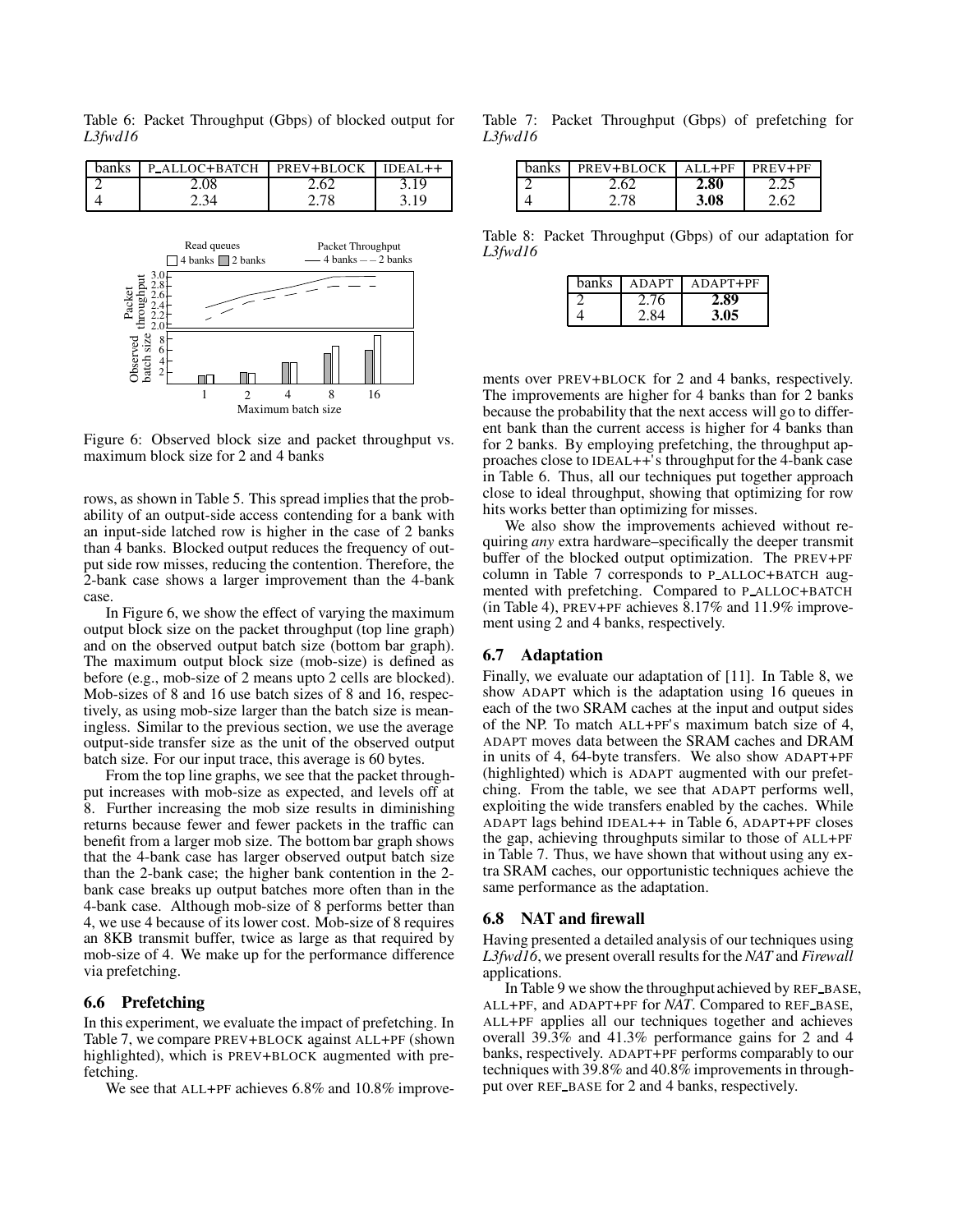Table 6: Packet Throughput (Gbps) of blocked output for *L3fwd16*

| banks | P_ALLOC+BATCH | PREV+BLOCK | IDEAL++ |
|---|---|---|---|
| 2 | 2.08 | 2.62 | 3.19 |
| 4 | 2.34 | 2.78 | 3.19 |

Figure 6: Observed block size and packet throughput vs. maximum block size for 2 and 4 banks

rows, as shown in Table 5. This spread implies that the probability of an output-side access contending for a bank with an input-side latched row is higher in the case of 2 banks than 4 banks. Blocked output reduces the frequency of output side row misses, reducing the contention. Therefore, the 2-bank case shows a larger improvement than the 4-bank case.

In Figure 6, we show the effect of varying the maximum output block size on the packet throughput (top line graph) and on the observed output batch size (bottom bar graph). The maximum output block size (mob-size) is defined as before (e.g., mob-size of 2 means upto 2 cells are blocked). Mob-sizes of 8 and 16 use batch sizes of 8 and 16, respectively, as using mob-size larger than the batch size is meaningless. Similar to the previous section, we use the average output-side transfer size as the unit of the observed output batch size. For our input trace, this average is 60 bytes.

From the top line graphs, we see that the packet throughput increases with mob-size as expected, and levels off at 8. Further increasing the mob size results in diminishing returns because fewer and fewer packets in the traffic can benefit from a larger mob size. The bottom bar graph shows that the 4-bank case has larger observed output batch size than the 2-bank case; the higher bank contention in the 2-bank case breaks up output batches more often than in the 4-bank case. Although mob-size of 8 performs better than 4, we use 4 because of its lower cost. Mob-size of 8 requires an 8KB transmit buffer, twice as large as that required by mob-size of 4. We make up for the performance difference via prefetching.

### 6.6 Prefetching

In this experiment, we evaluate the impact of prefetching. In Table 7, we compare PREV+BLOCK against ALL+PF (shown highlighted), which is PREV+BLOCK augmented with prefetching.

We see that ALL+PF achieves 6.8% and 10.8% improvements over PREV+BLOCK for 2 and 4 banks, respectively. The improvements are higher for 4 banks than for 2 banks because the probability that the next access will go to different bank than the current access is higher for 4 banks than for 2 banks. By employing prefetching, the throughput approaches close to IDEAL++'s throughput for the 4-bank case in Table 6. Thus, all our techniques put together approach close to ideal throughput, showing that optimizing for row hits works better than optimizing for misses.

Table 7: Packet Throughput (Gbps) of prefetching for *L3fwd16*

| banks | PREV+BLOCK | ALL+PF | PREV+PF |
|---|---|---|---|
| 2 | 2.62 | **2.80** | 2.25 |
| 4 | 2.78 | **3.08** | 2.62 |

Table 8: Packet Throughput (Gbps) of our adaptation for *L3fwd16*

| banks | ADAPT | ADAPT+PF |
|---|---|---|
| 2 | 2.76 | **2.89** |
| 4 | 2.84 | **3.05** |

We also show the improvements achieved without requiring *any* extra hardware–specifically the deeper transmit buffer of the blocked output optimization. The PREV+PF column in Table 7 corresponds to P_ALLOC+BATCH augmented with prefetching. Compared to P_ALLOC+BATCH (in Table 4), PREV+PF achieves 8.17% and 11.9% improvement using 2 and 4 banks, respectively.

### 6.7 Adaptation

Finally, we evaluate our adaptation of [11]. In Table 8, we show ADAPT which is the adaptation using 16 queues in each of the two SRAM caches at the input and output sides of the NP. To match ALL+PF's maximum batch size of 4, ADAPT moves data between the SRAM caches and DRAM in units of 4, 64-byte transfers. We also show ADAPT+PF (highlighted) which is ADAPT augmented with our prefetching. From the table, we see that ADAPT performs well, exploiting the wide transfers enabled by the caches. While ADAPT lags behind IDEAL++ in Table 6, ADAPT+PF closes the gap, achieving throughputs similar to those of ALL+PF in Table 7. Thus, we have shown that without using any extra SRAM caches, our opportunistic techniques achieve the same performance as the adaptation.

### 6.8 NAT and firewall

Having presented a detailed analysis of our techniques using *L3fwd16*, we present overall results for the *NAT* and *Firewall* applications.

In Table 9 we show the throughput achieved by REF_BASE, ALL+PF, and ADAPT+PF for *NAT*. Compared to REF_BASE, ALL+PF applies all our techniques together and achieves overall 39.3% and 41.3% performance gains for 2 and 4 banks, respectively. ADAPT+PF performs comparably to our techniques with 39.8% and 40.8% improvements in throughput over REF_BASE for 2 and 4 banks, respectively.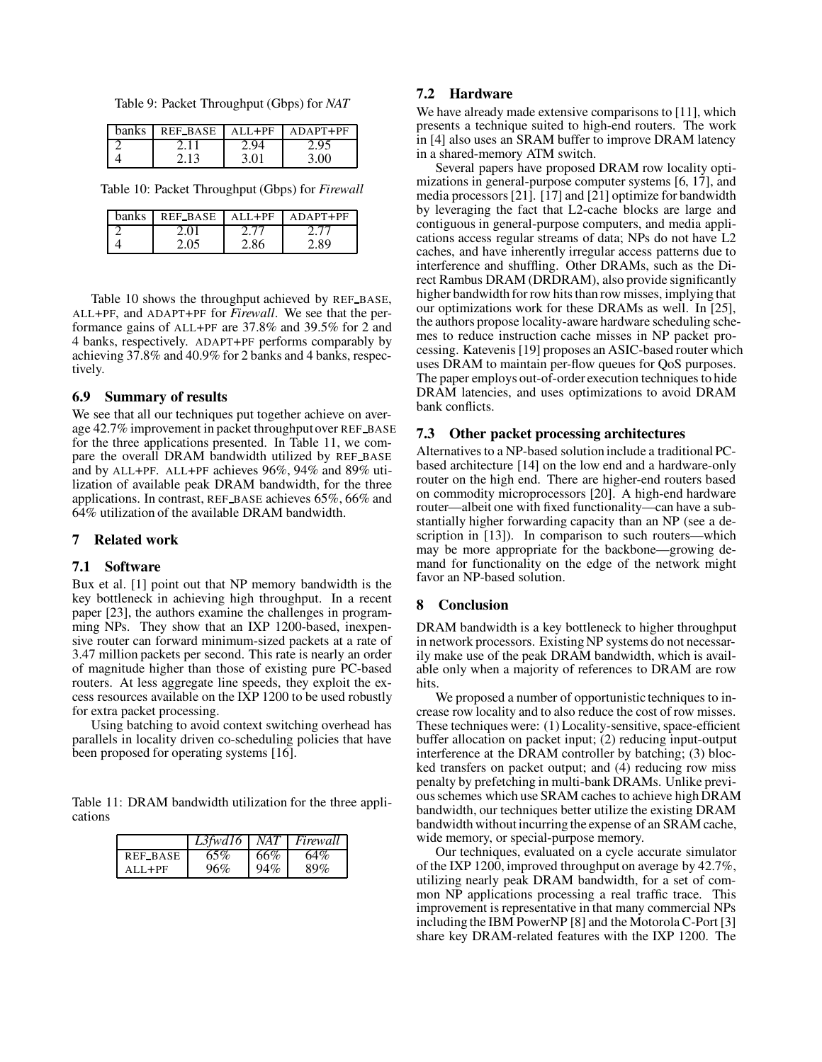Table 9: Packet Throughput (Gbps) for *NAT*

| banks | REF_BASE | ALL+PF | ADAPT+PF |
|---|---|---|---|
| 2 | 2.11 | 2.94 | 2.95 |
| 4 | 2.13 | 3.01 | 3.00 |

Table 10: Packet Throughput (Gbps) for *Firewall*

| banks | REF_BASE | ALL+PF | ADAPT+PF |
|---|---|---|---|
| 2 | 2.01 | 2.77 | 2.77 |
| 4 | 2.05 | 2.86 | 2.89 |

Table 10 shows the throughput achieved by REF_BASE, ALL+PF, and ADAPT+PF for *Firewall*. We see that the performance gains of ALL+PF are 37.8% and 39.5% for 2 and 4 banks, respectively. ADAPT+PF performs comparably by achieving 37.8% and 40.9% for 2 banks and 4 banks, respectively.

### 6.9 Summary of results

We see that all our techniques put together achieve on average 42.7% improvement in packet throughput over REF_BASE for the three applications presented. In Table 11, we compare the overall DRAM bandwidth utilized by REF_BASE and by ALL+PF. ALL+PF achieves 96%, 94% and 89% utilization of available peak DRAM bandwidth, for the three applications. In contrast, REF_BASE achieves 65%, 66% and 64% utilization of the available DRAM bandwidth.

## 7 Related work

### 7.1 Software

Bux et al. [1] point out that NP memory bandwidth is the key bottleneck in achieving high throughput. In a recent paper [23], the authors examine the challenges in programming NPs. They show that an IXP 1200-based, inexpensive router can forward minimum-sized packets at a rate of 3.47 million packets per second. This rate is nearly an order of magnitude higher than those of existing pure PC-based routers. At less aggregate line speeds, they exploit the excess resources available on the IXP 1200 to be used robustly for extra packet processing.

Using batching to avoid context switching overhead has parallels in locality driven co-scheduling policies that have been proposed for operating systems [16].

Table 11: DRAM bandwidth utilization for the three applications

| | *L3fwd16* | *NAT* | *Firewall* |
|---|---|---|---|
| REF_BASE | 65% | 66% | 64% |
| ALL+PF | 96% | 94% | 89% |

### 7.2 Hardware

We have already made extensive comparisons to [11], which presents a technique suited to high-end routers. The work in [4] also uses an SRAM buffer to improve DRAM latency in a shared-memory ATM switch.

Several papers have proposed DRAM row locality optimizations in general-purpose computer systems [6, 17], and media processors [21]. [17] and [21] optimize for bandwidth by leveraging the fact that L2-cache blocks are large and contiguous in general-purpose computers, and media applications access regular streams of data; NPs do not have L2 caches, and have inherently irregular access patterns due to interference and shuffling. Other DRAMs, such as the Direct Rambus DRAM (DRDRAM), also provide significantly higher bandwidth for row hits than row misses, implying that our optimizations work for these DRAMs as well. In [25], the authors propose locality-aware hardware scheduling schemes to reduce instruction cache misses in NP packet processing. Katevenis [19] proposes an ASIC-based router which uses DRAM to maintain per-flow queues for QoS purposes. The paper employs out-of-order execution techniques to hide DRAM latencies, and uses optimizations to avoid DRAM bank conflicts.

### 7.3 Other packet processing architectures

Alternatives to a NP-based solution include a traditional PC-based architecture [14] on the low end and a hardware-only router on the high end. There are higher-end routers based on commodity microprocessors [20]. A high-end hardware router—albeit one with fixed functionality—can have a substantially higher forwarding capacity than an NP (see a description in [13]). In comparison to such routers—which may be more appropriate for the backbone—growing demand for functionality on the edge of the network might favor an NP-based solution.

## 8 Conclusion

DRAM bandwidth is a key bottleneck to higher throughput in network processors. Existing NP systems do not necessarily make use of the peak DRAM bandwidth, which is available only when a majority of references to DRAM are row hits.

We proposed a number of opportunistic techniques to increase row locality and to also reduce the cost of row misses. These techniques were: (1) Locality-sensitive, space-efficient buffer allocation on packet input; (2) reducing input-output interference at the DRAM controller by batching; (3) blocked transfers on packet output; and (4) reducing row miss penalty by prefetching in multi-bank DRAMs. Unlike previous schemes which use SRAM caches to achieve high DRAM bandwidth, our techniques better utilize the existing DRAM bandwidth without incurring the expense of an SRAM cache, wide memory, or special-purpose memory.

Our techniques, evaluated on a cycle accurate simulator of the IXP 1200, improved throughput on average by 42.7%, utilizing nearly peak DRAM bandwidth, for a set of common NP applications processing a real traffic trace. This improvement is representative in that many commercial NPs including the IBM PowerNP [8] and the Motorola C-Port [3] share key DRAM-related features with the IXP 1200. The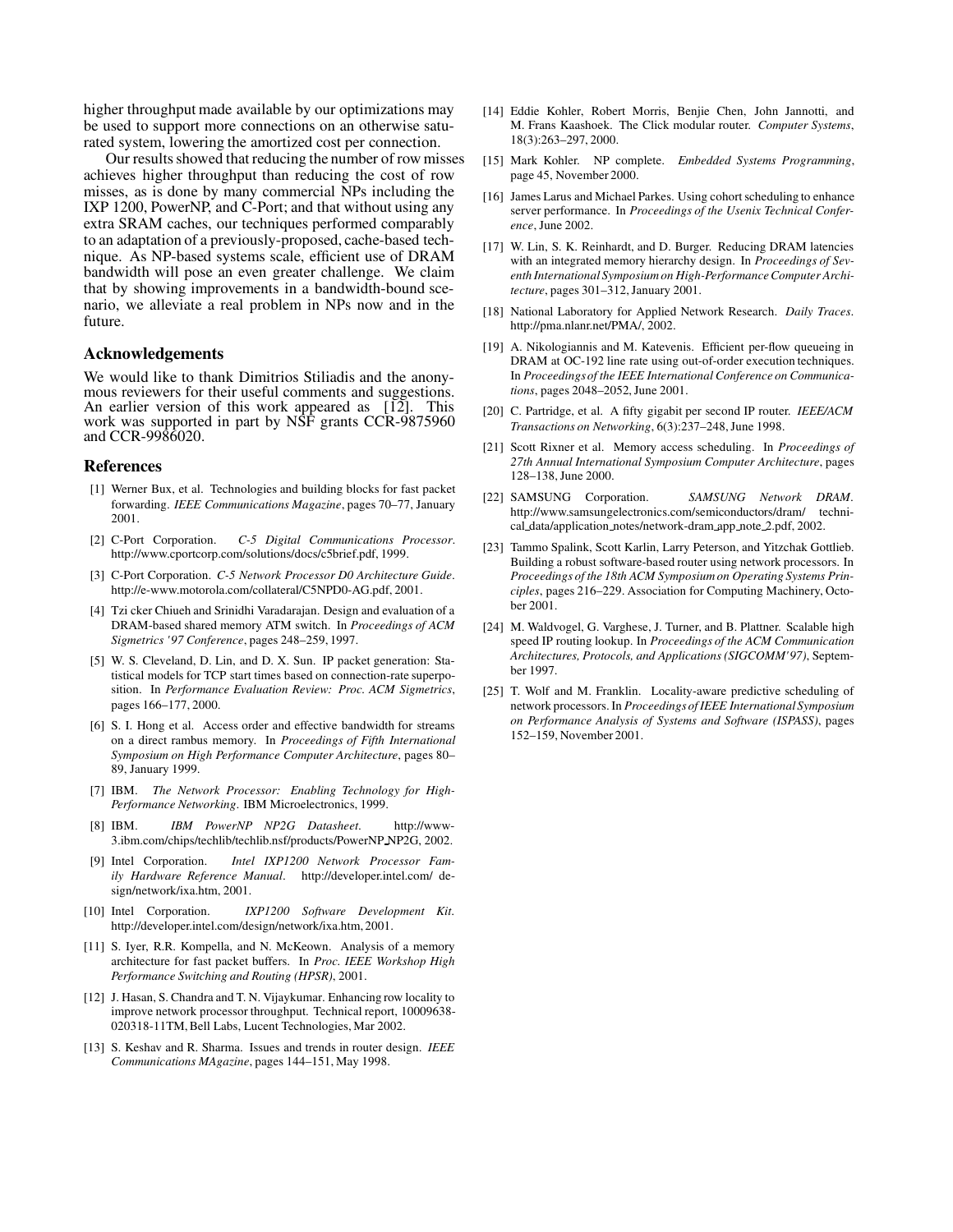higher throughput made available by our optimizations may be used to support more connections on an otherwise saturated system, lowering the amortized cost per connection.

Our results showed that reducing the number of row misses achieves higher throughput than reducing the cost of row misses, as is done by many commercial NPs including the IXP 1200, PowerNP, and C-Port; and that without using any extra SRAM caches, our techniques performed comparably to an adaptation of a previously-proposed, cache-based technique. As NP-based systems scale, efficient use of DRAM bandwidth will pose an even greater challenge. We claim that by showing improvements in a bandwidth-bound scenario, we alleviate a real problem in NPs now and in the future.

## Acknowledgements

We would like to thank Dimitrios Stiliadis and the anonymous reviewers for their useful comments and suggestions. An earlier version of this work appeared as [12]. This work was supported in part by NSF grants CCR-9875960 and CCR-9986020.

## References

[1] Werner Bux, et al. Technologies and building blocks for fast packet forwarding. *IEEE Communications Magazine*, pages 70–77, January 2001.

[2] C-Port Corporation. *C-5 Digital Communications Processor*. http://www.cportcorp.com/solutions/docs/c5brief.pdf, 1999.

[3] C-Port Corporation. *C-5 Network Processor D0 Architecture Guide*. http://e-www.motorola.com/collateral/C5NPD0-AG.pdf, 2001.

[4] Tzi cker Chiueh and Srinidhi Varadarajan. Design and evaluation of a DRAM-based shared memory ATM switch. In *Proceedings of ACM Sigmetrics '97 Conference*, pages 248–259, 1997.

[5] W. S. Cleveland, D. Lin, and D. X. Sun. IP packet generation: Statistical models for TCP start times based on connection-rate superposition. In *Performance Evaluation Review: Proc. ACM Sigmetrics*, pages 166–177, 2000.

[6] S. I. Hong et al. Access order and effective bandwidth for streams on a direct rambus memory. In *Proceedings of Fifth International Symposium on High Performance Computer Architecture*, pages 80–89, January 1999.

[7] IBM. *The Network Processor: Enabling Technology for High-Performance Networking*. IBM Microelectronics, 1999.

[8] IBM. *IBM PowerNP NP2G Datasheet*. http://www-3.ibm.com/chips/techlib/techlib.nsf/products/PowerNP_NP2G, 2002.

[9] Intel Corporation. *Intel IXP1200 Network Processor Family Hardware Reference Manual*. http://developer.intel.com/ design/network/ixa.htm, 2001.

[10] Intel Corporation. *IXP1200 Software Development Kit*. http://developer.intel.com/design/network/ixa.htm, 2001.

[11] S. Iyer, R.R. Kompella, and N. McKeown. Analysis of a memory architecture for fast packet buffers. In *Proc. IEEE Workshop High Performance Switching and Routing (HPSR)*, 2001.

[12] J. Hasan, S. Chandra and T. N. Vijaykumar. Enhancing row locality to improve network processor throughput. Technical report, 10009638-020318-11TM, Bell Labs, Lucent Technologies, Mar 2002.

[13] S. Keshav and R. Sharma. Issues and trends in router design. *IEEE Communications MAgazine*, pages 144–151, May 1998.

[14] Eddie Kohler, Robert Morris, Benjie Chen, John Jannotti, and M. Frans Kaashoek. The Click modular router. *Computer Systems*, 18(3):263–297, 2000.

[15] Mark Kohler. NP complete. *Embedded Systems Programming*, page 45, November 2000.

[16] James Larus and Michael Parkes. Using cohort scheduling to enhance server performance. In *Proceedings of the Usenix Technical Conference*, June 2002.

[17] W. Lin, S. K. Reinhardt, and D. Burger. Reducing DRAM latencies with an integrated memory hierarchy design. In *Proceedings of Seventh International Symposium on High-Performance Computer Architecture*, pages 301–312, January 2001.

[18] National Laboratory for Applied Network Research. *Daily Traces*. http://pma.nlanr.net/PMA/, 2002.

[19] A. Nikologiannis and M. Katevenis. Efficient per-flow queueing in DRAM at OC-192 line rate using out-of-order execution techniques. In *Proceedings of the IEEE International Conference on Communications*, pages 2048–2052, June 2001.

[20] C. Partridge, et al. A fifty gigabit per second IP router. *IEEE/ACM Transactions on Networking*, 6(3):237–248, June 1998.

[21] Scott Rixner et al. Memory access scheduling. In *Proceedings of 27th Annual International Symposium Computer Architecture*, pages 128–138, June 2000.

[22] SAMSUNG Corporation. *SAMSUNG Network DRAM*. http://www.samsungelectronics.com/semiconductors/dram/ technical_data/application_notes/network-dram_app_note_2.pdf, 2002.

[23] Tammo Spalink, Scott Karlin, Larry Peterson, and Yitzchak Gottlieb. Building a robust software-based router using network processors. In *Proceedings of the 18th ACM Symposium on Operating Systems Principles*, pages 216–229. Association for Computing Machinery, October 2001.

[24] M. Waldvogel, G. Varghese, J. Turner, and B. Plattner. Scalable high speed IP routing lookup. In *Proceedings of the ACM Communication Architectures, Protocols, and Applications (SIGCOMM'97)*, September 1997.

[25] T. Wolf and M. Franklin. Locality-aware predictive scheduling of network processors. In *Proceedings of IEEE International Symposium on Performance Analysis of Systems and Software (ISPASS)*, pages 152–159, November 2001.